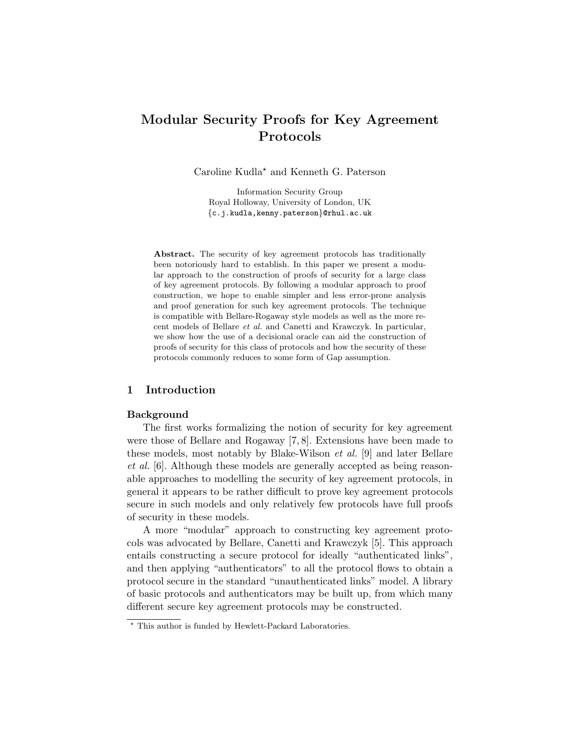# Modular Security Proofs for Key Agreement Protocols

Caroline Kudla* and Kenneth G. Paterson

Information Security Group
Royal Holloway, University of London, UK
{c.j.kudla,kenny.paterson}@rhul.ac.uk

**Abstract.** The security of key agreement protocols has traditionally been notoriously hard to establish. In this paper we present a modular approach to the construction of proofs of security for a large class of key agreement protocols. By following a modular approach to proof construction, we hope to enable simpler and less error-prone analysis and proof generation for such key agreement protocols. The technique is compatible with Bellare-Rogaway style models as well as the more recent models of Bellare *et al.* and Canetti and Krawczyk. In particular, we show how the use of a decisional oracle can aid the construction of proofs of security for this class of protocols and how the security of these protocols commonly reduces to some form of Gap assumption.

## 1 Introduction

### Background

The first works formalizing the notion of security for key agreement were those of Bellare and Rogaway [7, 8]. Extensions have been made to these models, most notably by Blake-Wilson *et al.* [9] and later Bellare *et al.* [6]. Although these models are generally accepted as being reasonable approaches to modelling the security of key agreement protocols, in general it appears to be rather difficult to prove key agreement protocols secure in such models and only relatively few protocols have full proofs of security in these models.

A more "modular" approach to constructing key agreement protocols was advocated by Bellare, Canetti and Krawczyk [5]. This approach entails constructing a secure protocol for ideally "authenticated links", and then applying "authenticators" to all the protocol flows to obtain a protocol secure in the standard "unauthenticated links" model. A library of basic protocols and authenticators may be built up, from which many different secure key agreement protocols may be constructed.

* This author is funded by Hewlett-Packard Laboratories.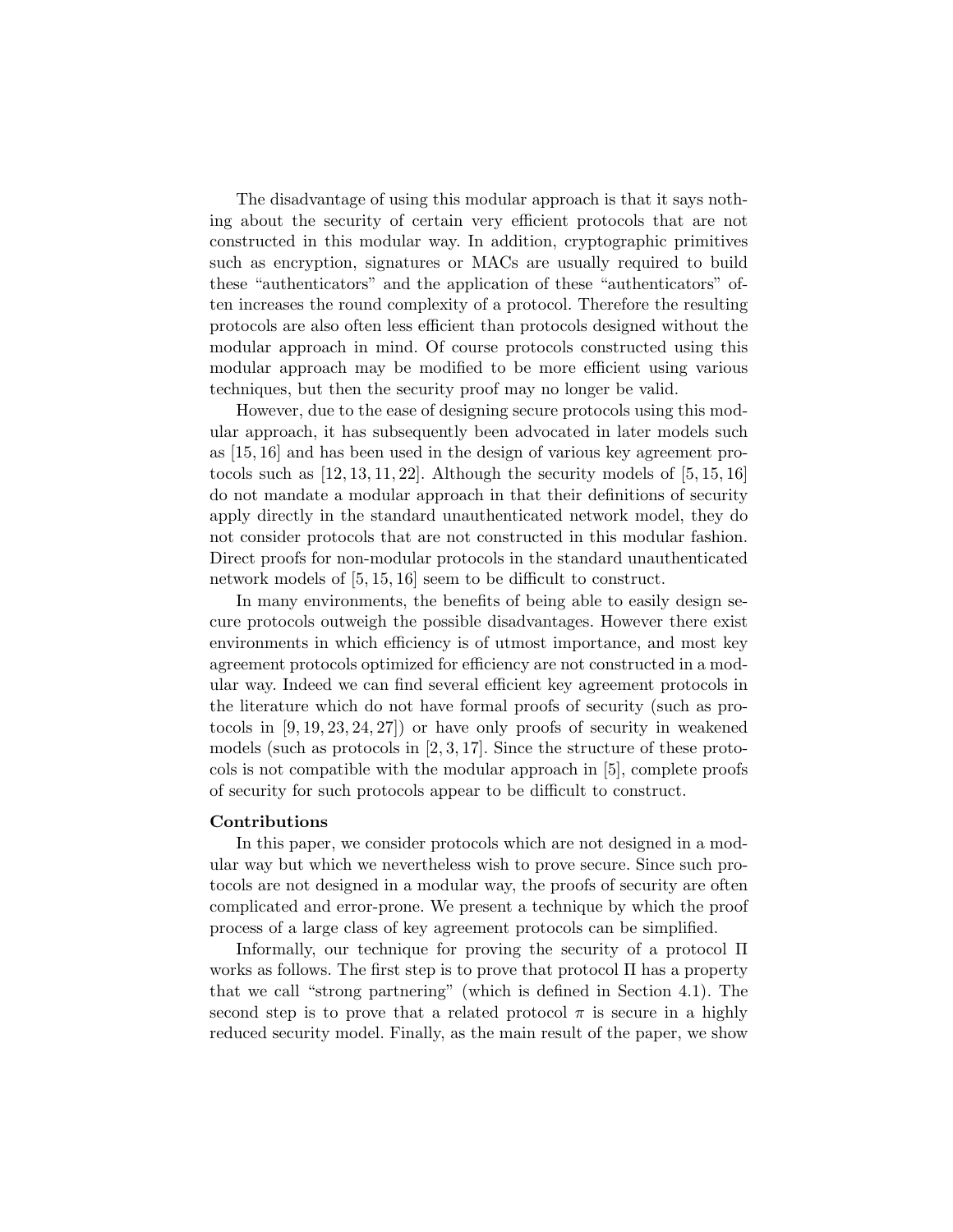The disadvantage of using this modular approach is that it says nothing about the security of certain very efficient protocols that are not constructed in this modular way. In addition, cryptographic primitives such as encryption, signatures or MACs are usually required to build these "authenticators" and the application of these "authenticators" often increases the round complexity of a protocol. Therefore the resulting protocols are also often less efficient than protocols designed without the modular approach in mind. Of course protocols constructed using this modular approach may be modified to be more efficient using various techniques, but then the security proof may no longer be valid.

However, due to the ease of designing secure protocols using this modular approach, it has subsequently been advocated in later models such as [15, 16] and has been used in the design of various key agreement protocols such as [12, 13, 11, 22]. Although the security models of [5, 15, 16] do not mandate a modular approach in that their definitions of security apply directly in the standard unauthenticated network model, they do not consider protocols that are not constructed in this modular fashion. Direct proofs for non-modular protocols in the standard unauthenticated network models of [5, 15, 16] seem to be difficult to construct.

In many environments, the benefits of being able to easily design secure protocols outweigh the possible disadvantages. However there exist environments in which efficiency is of utmost importance, and most key agreement protocols optimized for efficiency are not constructed in a modular way. Indeed we can find several efficient key agreement protocols in the literature which do not have formal proofs of security (such as protocols in [9, 19, 23, 24, 27]) or have only proofs of security in weakened models (such as protocols in [2, 3, 17]. Since the structure of these protocols is not compatible with the modular approach in [5], complete proofs of security for such protocols appear to be difficult to construct.

**Contributions**

In this paper, we consider protocols which are not designed in a modular way but which we nevertheless wish to prove secure. Since such protocols are not designed in a modular way, the proofs of security are often complicated and error-prone. We present a technique by which the proof process of a large class of key agreement protocols can be simplified.

Informally, our technique for proving the security of a protocol $\Pi$ works as follows. The first step is to prove that protocol $\Pi$ has a property that we call "strong partnering" (which is defined in Section 4.1). The second step is to prove that a related protocol $\pi$ is secure in a highly reduced security model. Finally, as the main result of the paper, we show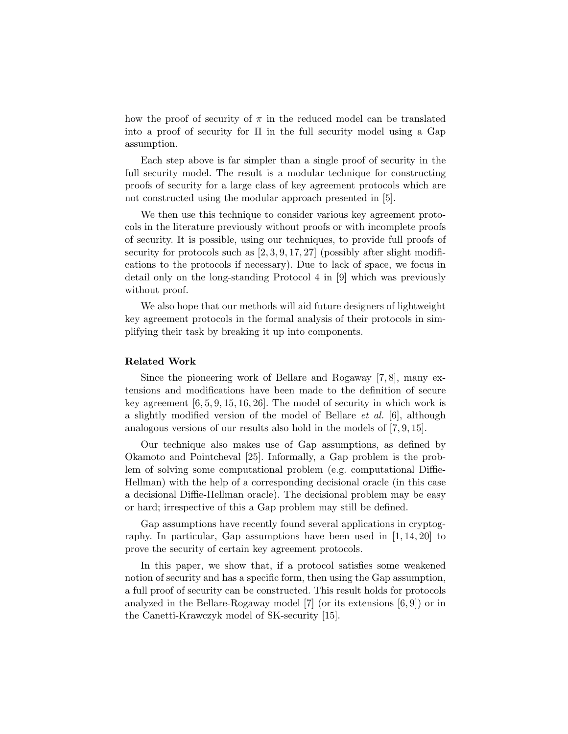how the proof of security of $\pi$ in the reduced model can be translated into a proof of security for $\Pi$ in the full security model using a Gap assumption.

Each step above is far simpler than a single proof of security in the full security model. The result is a modular technique for constructing proofs of security for a large class of key agreement protocols which are not constructed using the modular approach presented in [5].

We then use this technique to consider various key agreement protocols in the literature previously without proofs or with incomplete proofs of security. It is possible, using our techniques, to provide full proofs of security for protocols such as [2, 3, 9, 17, 27] (possibly after slight modifications to the protocols if necessary). Due to lack of space, we focus in detail only on the long-standing Protocol 4 in [9] which was previously without proof.

We also hope that our methods will aid future designers of lightweight key agreement protocols in the formal analysis of their protocols in simplifying their task by breaking it up into components.

**Related Work**

Since the pioneering work of Bellare and Rogaway [7, 8], many extensions and modifications have been made to the definition of secure key agreement [6, 5, 9, 15, 16, 26]. The model of security in which work is a slightly modified version of the model of Bellare *et al.* [6], although analogous versions of our results also hold in the models of [7, 9, 15].

Our technique also makes use of Gap assumptions, as defined by Okamoto and Pointcheval [25]. Informally, a Gap problem is the problem of solving some computational problem (e.g. computational Diffie-Hellman) with the help of a corresponding decisional oracle (in this case a decisional Diffie-Hellman oracle). The decisional problem may be easy or hard; irrespective of this a Gap problem may still be defined.

Gap assumptions have recently found several applications in cryptography. In particular, Gap assumptions have been used in [1, 14, 20] to prove the security of certain key agreement protocols.

In this paper, we show that, if a protocol satisfies some weakened notion of security and has a specific form, then using the Gap assumption, a full proof of security can be constructed. This result holds for protocols analyzed in the Bellare-Rogaway model [7] (or its extensions [6, 9]) or in the Canetti-Krawczyk model of SK-security [15].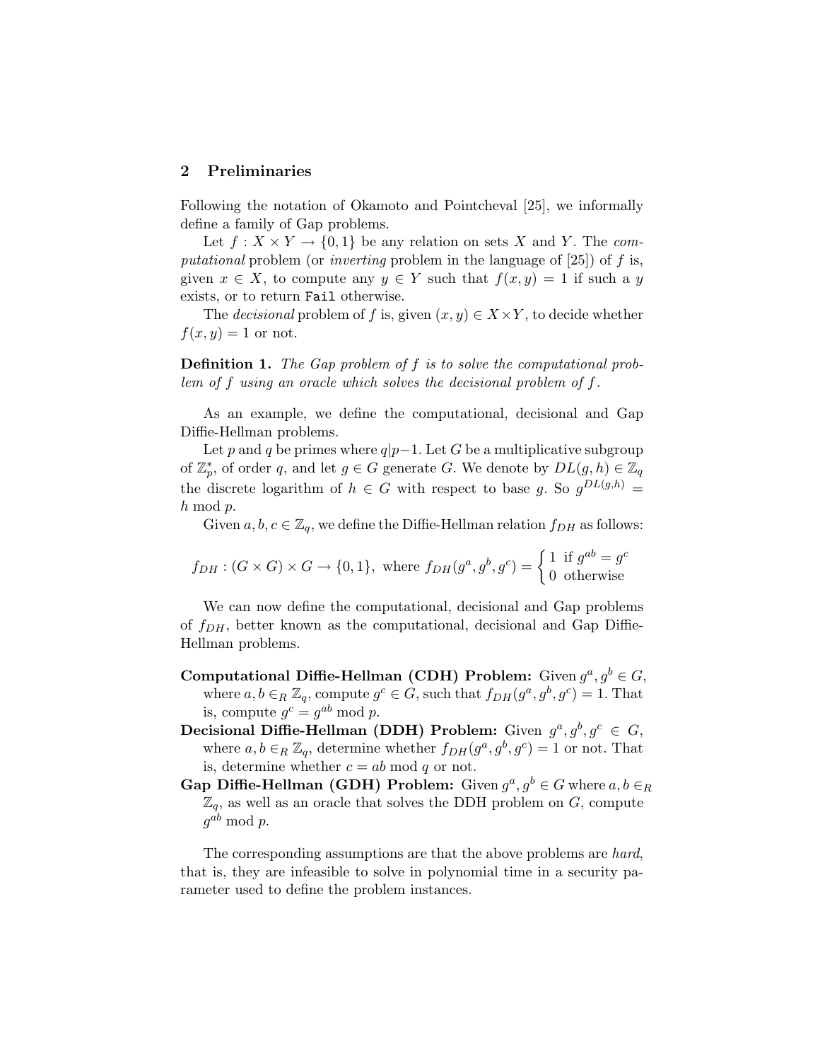## 2 Preliminaries

Following the notation of Okamoto and Pointcheval [25], we informally define a family of Gap problems.

Let $f : X \times Y \rightarrow \{0, 1\}$ be any relation on sets $X$ and $Y$. The *computational* problem (or *inverting* problem in the language of [25]) of $f$ is, given $x \in X$, to compute any $y \in Y$ such that $f(x, y) = 1$ if such a $y$ exists, or to return `Fail` otherwise.

The *decisional* problem of $f$ is, given $(x, y) \in X \times Y$, to decide whether $f(x, y) = 1$ or not.

**Definition 1.** *The Gap problem of $f$ is to solve the computational problem of $f$ using an oracle which solves the decisional problem of $f$.*

As an example, we define the computational, decisional and Gap Diffie-Hellman problems.

Let $p$ and $q$ be primes where $q|p-1$. Let $G$ be a multiplicative subgroup of $\mathbb{Z}_p^*$, of order $q$, and let $g \in G$ generate $G$. We denote by $DL(g, h) \in \mathbb{Z}_q$ the discrete logarithm of $h \in G$ with respect to base $g$. So $g^{DL(g,h)} = h \bmod p$.

Given $a, b, c \in \mathbb{Z}_q$, we define the Diffie-Hellman relation $f_{DH}$ as follows:

$$f_{DH} : (G \times G) \times G \rightarrow \{0, 1\}, \text{ where } f_{DH}(g^a, g^b, g^c) = \begin{cases} 1 & \text{if } g^{ab} = g^c \\ 0 & \text{otherwise} \end{cases}$$

We can now define the computational, decisional and Gap problems of $f_{DH}$, better known as the computational, decisional and Gap Diffie-Hellman problems.

**Computational Diffie-Hellman (CDH) Problem:** Given $g^a, g^b \in G$, where $a, b \in_R \mathbb{Z}_q$, compute $g^c \in G$, such that $f_{DH}(g^a, g^b, g^c) = 1$. That is, compute $g^c = g^{ab} \bmod p$.

**Decisional Diffie-Hellman (DDH) Problem:** Given $g^a, g^b, g^c \in G$, where $a, b \in_R \mathbb{Z}_q$, determine whether $f_{DH}(g^a, g^b, g^c) = 1$ or not. That is, determine whether $c = ab \bmod q$ or not.

**Gap Diffie-Hellman (GDH) Problem:** Given $g^a, g^b \in G$ where $a, b \in_R \mathbb{Z}_q$, as well as an oracle that solves the DDH problem on $G$, compute $g^{ab} \bmod p$.

The corresponding assumptions are that the above problems are *hard*, that is, they are infeasible to solve in polynomial time in a security parameter used to define the problem instances.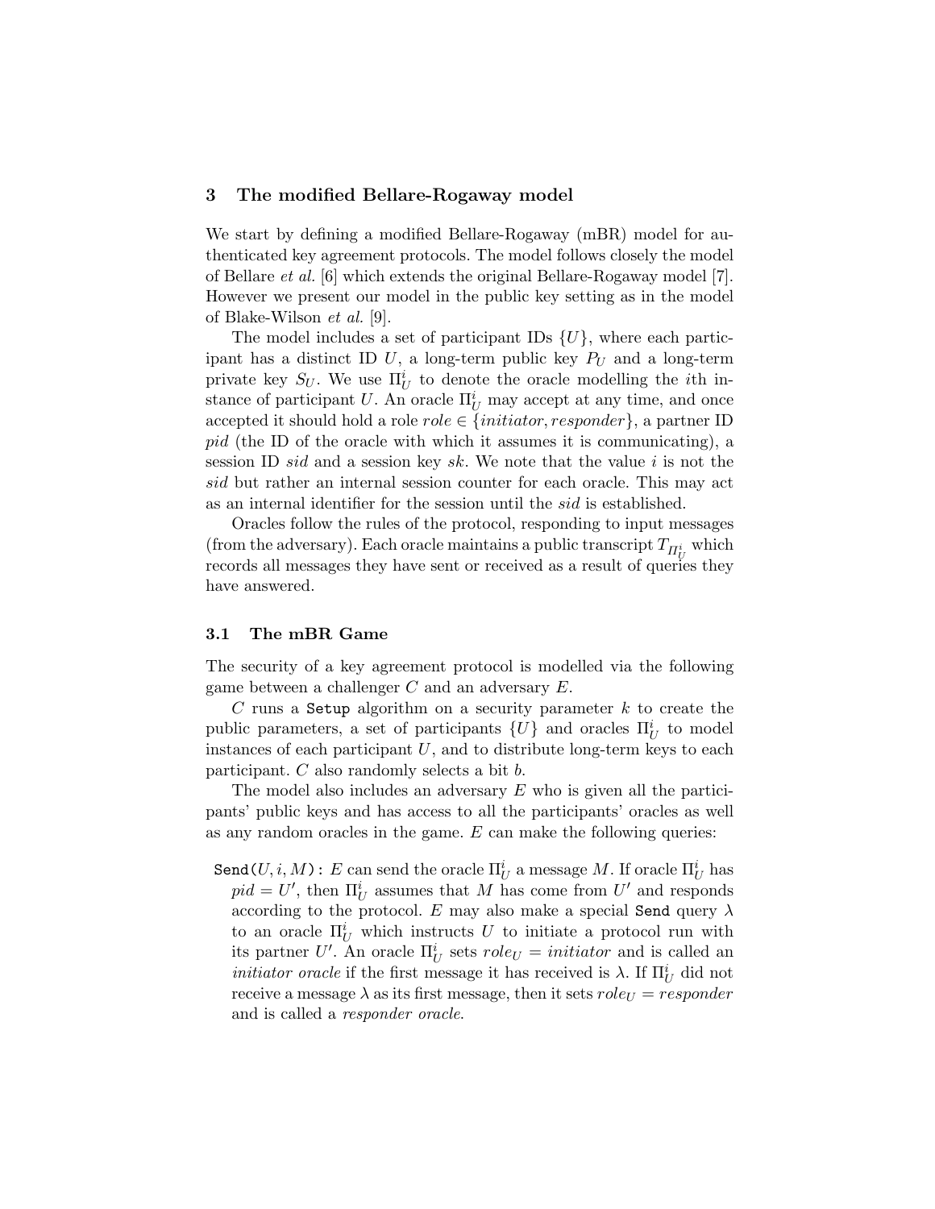## 3 The modified Bellare-Rogaway model

We start by defining a modified Bellare-Rogaway (mBR) model for authenticated key agreement protocols. The model follows closely the model of Bellare *et al.* [6] which extends the original Bellare-Rogaway model [7]. However we present our model in the public key setting as in the model of Blake-Wilson *et al.* [9].

The model includes a set of participant IDs $\{U\}$, where each participant has a distinct ID $U$, a long-term public key $P_U$ and a long-term private key $S_U$. We use $\Pi_U^i$ to denote the oracle modelling the $i$th instance of participant $U$. An oracle $\Pi_U^i$ may accept at any time, and once accepted it should hold a role $role \in \{initiator, responder\}$, a partner ID $pid$ (the ID of the oracle with which it assumes it is communicating), a session ID $sid$ and a session key $sk$. We note that the value $i$ is not the $sid$ but rather an internal session counter for each oracle. This may act as an internal identifier for the session until the $sid$ is established.

Oracles follow the rules of the protocol, responding to input messages (from the adversary). Each oracle maintains a public transcript $T_{\Pi_U^i}$ which records all messages they have sent or received as a result of queries they have answered.

### 3.1 The mBR Game

The security of a key agreement protocol is modelled via the following game between a challenger $C$ and an adversary $E$.

$C$ runs a `Setup` algorithm on a security parameter $k$ to create the public parameters, a set of participants $\{U\}$ and oracles $\Pi_U^i$ to model instances of each participant $U$, and to distribute long-term keys to each participant. $C$ also randomly selects a bit $b$.

The model also includes an adversary $E$ who is given all the participants' public keys and has access to all the participants' oracles as well as any random oracles in the game. $E$ can make the following queries:

`Send`$(U, i, M)$**:** $E$ can send the oracle $\Pi_U^i$ a message $M$. If oracle $\Pi_U^i$ has $pid = U'$, then $\Pi_U^i$ assumes that $M$ has come from $U'$ and responds according to the protocol. $E$ may also make a special `Send` query $\lambda$ to an oracle $\Pi_U^i$ which instructs $U$ to initiate a protocol run with its partner $U'$. An oracle $\Pi_U^i$ sets $role_U = initiator$ and is called an *initiator oracle* if the first message it has received is $\lambda$. If $\Pi_U^i$ did not receive a message $\lambda$ as its first message, then it sets $role_U = responder$ and is called a *responder oracle*.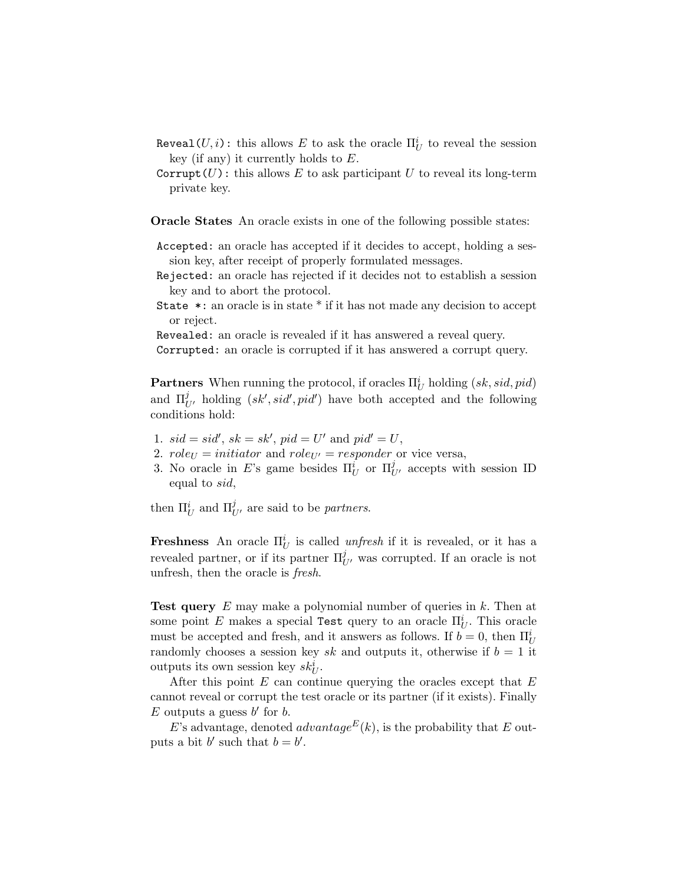`Reveal(`$U, i$`)`: this allows $E$ to ask the oracle $\Pi_U^i$ to reveal the session key (if any) it currently holds to $E$.

`Corrupt(`$U$`)`: this allows $E$ to ask participant $U$ to reveal its long-term private key.

**Oracle States** An oracle exists in one of the following possible states:

`Accepted`: an oracle has accepted if it decides to accept, holding a session key, after receipt of properly formulated messages.

`Rejected`: an oracle has rejected if it decides not to establish a session key and to abort the protocol.

`State *`: an oracle is in state * if it has not made any decision to accept or reject.

`Revealed`: an oracle is revealed if it has answered a reveal query.

`Corrupted`: an oracle is corrupted if it has answered a corrupt query.

**Partners** When running the protocol, if oracles $\Pi_U^i$ holding $(sk, sid, pid)$ and $\Pi_{U'}^j$ holding $(sk', sid', pid')$ have both accepted and the following conditions hold:

1. $sid = sid'$, $sk = sk'$, $pid = U'$ and $pid' = U$,
2. $role_U = initiator$ and $role_{U'} = responder$ or vice versa,
3. No oracle in $E$'s game besides $\Pi_U^i$ or $\Pi_{U'}^j$ accepts with session ID equal to $sid$,

then $\Pi_U^i$ and $\Pi_{U'}^j$ are said to be *partners*.

**Freshness** An oracle $\Pi_U^i$ is called *unfresh* if it is revealed, or it has a revealed partner, or if its partner $\Pi_{U'}^j$ was corrupted. If an oracle is not unfresh, then the oracle is *fresh*.

**Test query** $E$ may make a polynomial number of queries in $k$. Then at some point $E$ makes a special `Test` query to an oracle $\Pi_U^i$. This oracle must be accepted and fresh, and it answers as follows. If $b = 0$, then $\Pi_U^i$ randomly chooses a session key $sk$ and outputs it, otherwise if $b = 1$ it outputs its own session key $sk_U^i$.

After this point $E$ can continue querying the oracles except that $E$ cannot reveal or corrupt the test oracle or its partner (if it exists). Finally $E$ outputs a guess $b'$ for $b$.

$E$'s advantage, denoted $advantage^E(k)$, is the probability that $E$ outputs a bit $b'$ such that $b = b'$.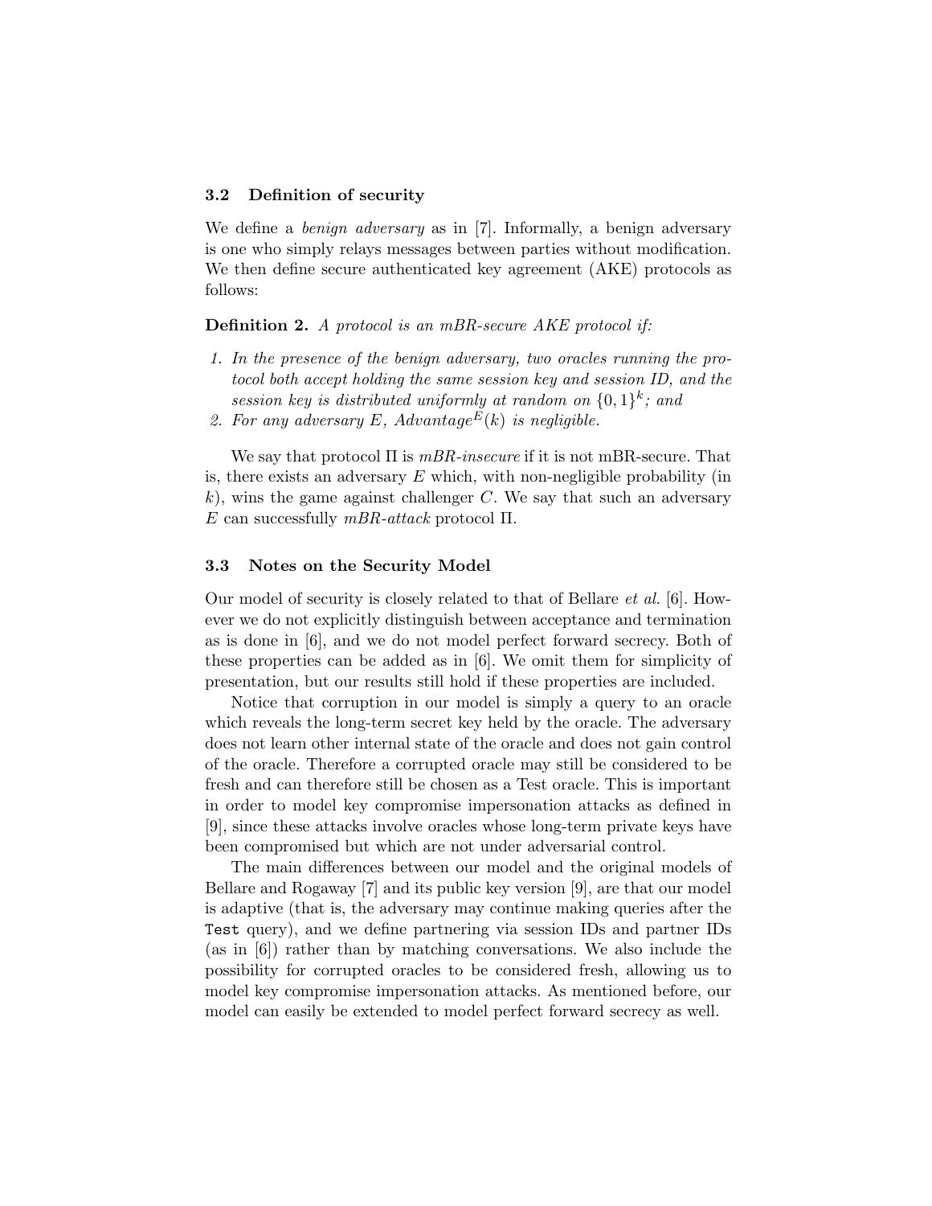### 3.2 Definition of security

We define a *benign adversary* as in [7]. Informally, a benign adversary is one who simply relays messages between parties without modification. We then define secure authenticated key agreement (AKE) protocols as follows:

**Definition 2.** *A protocol is an mBR-secure AKE protocol if:*

1. *In the presence of the benign adversary, two oracles running the protocol both accept holding the same session key and session ID, and the session key is distributed uniformly at random on* $\{0,1\}^k$*; and*
2. *For any adversary* $E$*, Advantage*$^E(k)$ *is negligible.*

We say that protocol $\Pi$ is *mBR-insecure* if it is not mBR-secure. That is, there exists an adversary $E$ which, with non-negligible probability (in $k$), wins the game against challenger $C$. We say that such an adversary $E$ can successfully *mBR-attack* protocol $\Pi$.

### 3.3 Notes on the Security Model

Our model of security is closely related to that of Bellare *et al.* [6]. However we do not explicitly distinguish between acceptance and termination as is done in [6], and we do not model perfect forward secrecy. Both of these properties can be added as in [6]. We omit them for simplicity of presentation, but our results still hold if these properties are included.

Notice that corruption in our model is simply a query to an oracle which reveals the long-term secret key held by the oracle. The adversary does not learn other internal state of the oracle and does not gain control of the oracle. Therefore a corrupted oracle may still be considered to be fresh and can therefore still be chosen as a Test oracle. This is important in order to model key compromise impersonation attacks as defined in [9], since these attacks involve oracles whose long-term private keys have been compromised but which are not under adversarial control.

The main differences between our model and the original models of Bellare and Rogaway [7] and its public key version [9], are that our model is adaptive (that is, the adversary may continue making queries after the `Test` query), and we define partnering via session IDs and partner IDs (as in [6]) rather than by matching conversations. We also include the possibility for corrupted oracles to be considered fresh, allowing us to model key compromise impersonation attacks. As mentioned before, our model can easily be extended to model perfect forward secrecy as well.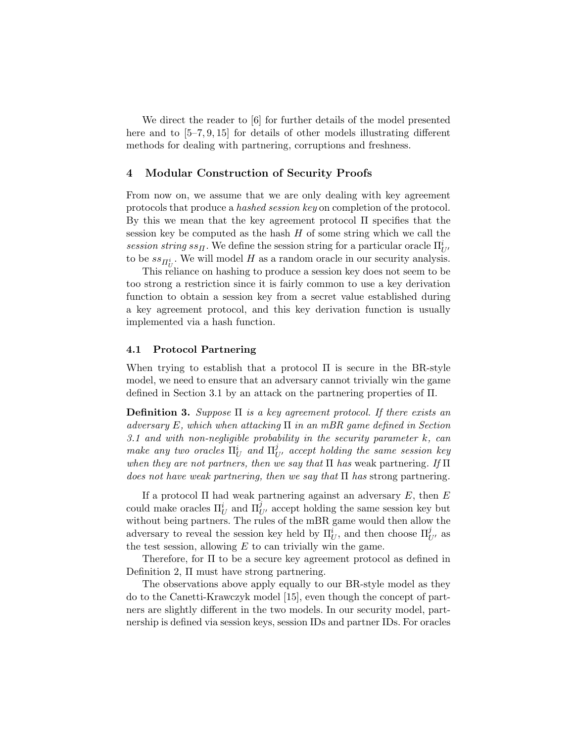We direct the reader to [6] for further details of the model presented here and to [5–7, 9, 15] for details of other models illustrating different methods for dealing with partnering, corruptions and freshness.

## 4 Modular Construction of Security Proofs

From now on, we assume that we are only dealing with key agreement protocols that produce a *hashed session key* on completion of the protocol. By this we mean that the key agreement protocol $\Pi$ specifies that the session key be computed as the hash $H$ of some string which we call the *session string* $ss_{\Pi}$. We define the session string for a particular oracle $\Pi^i_{U'}$ to be $ss_{\Pi^i_U}$. We will model $H$ as a random oracle in our security analysis.

This reliance on hashing to produce a session key does not seem to be too strong a restriction since it is fairly common to use a key derivation function to obtain a session key from a secret value established during a key agreement protocol, and this key derivation function is usually implemented via a hash function.

### 4.1 Protocol Partnering

When trying to establish that a protocol $\Pi$ is secure in the BR-style model, we need to ensure that an adversary cannot trivially win the game defined in Section 3.1 by an attack on the partnering properties of $\Pi$.

**Definition 3.** *Suppose $\Pi$ is a key agreement protocol. If there exists an adversary $E$, which when attacking $\Pi$ in an mBR game defined in Section 3.1 and with non-negligible probability in the security parameter $k$, can make any two oracles $\Pi^i_U$ and $\Pi^j_{U'}$ accept holding the same session key when they are not partners, then we say that $\Pi$ has* weak partnering. *If $\Pi$ does not have weak partnering, then we say that $\Pi$ has* strong partnering.

If a protocol $\Pi$ had weak partnering against an adversary $E$, then $E$ could make oracles $\Pi^i_U$ and $\Pi^j_{U'}$ accept holding the same session key but without being partners. The rules of the mBR game would then allow the adversary to reveal the session key held by $\Pi^i_U$, and then choose $\Pi^j_{U'}$ as the test session, allowing $E$ to can trivially win the game.

Therefore, for $\Pi$ to be a secure key agreement protocol as defined in Definition 2, $\Pi$ must have strong partnering.

The observations above apply equally to our BR-style model as they do to the Canetti-Krawczyk model [15], even though the concept of partners are slightly different in the two models. In our security model, partnership is defined via session keys, session IDs and partner IDs. For oracles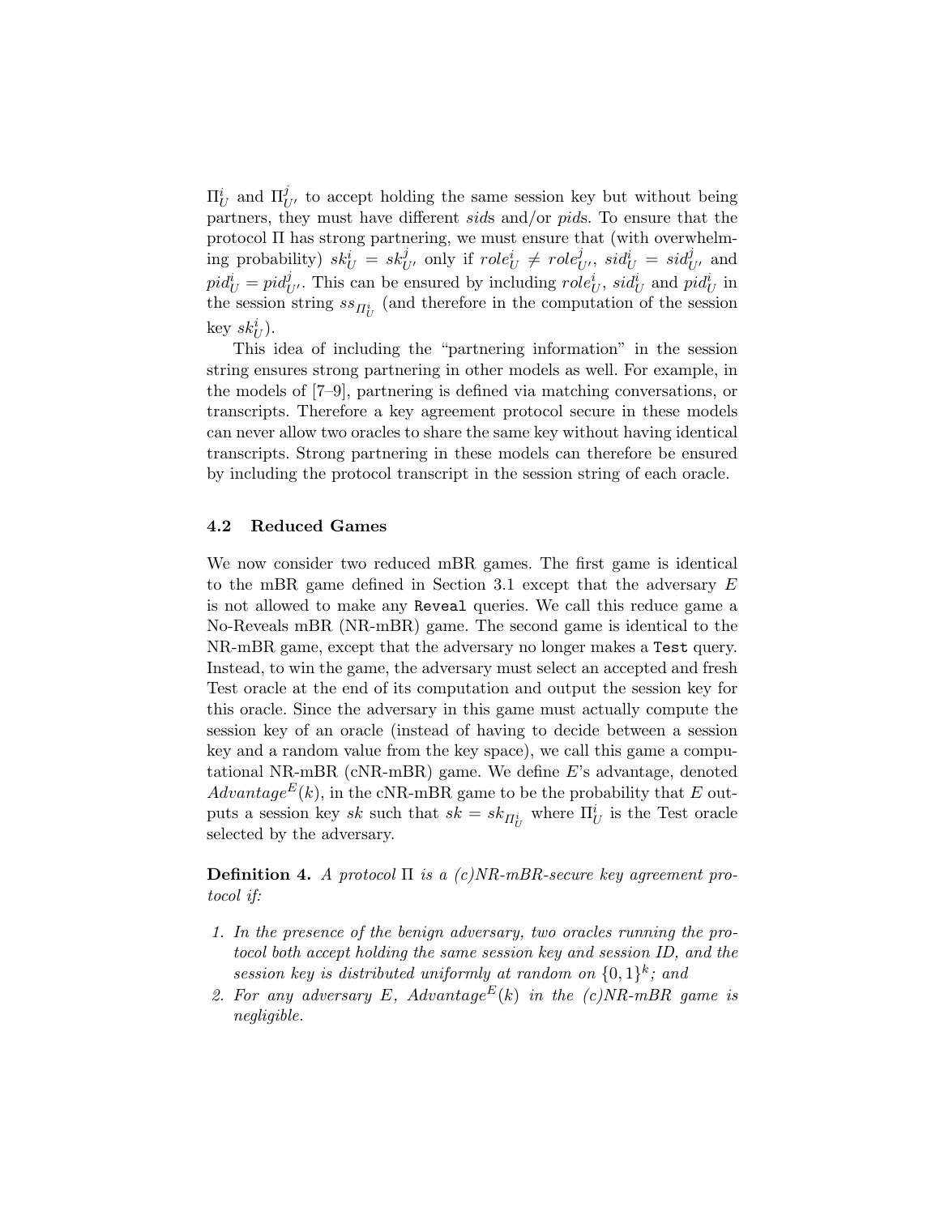$\Pi^i_U$ and $\Pi^j_{U'}$ to accept holding the same session key but without being partners, they must have different *sid*s and/or *pid*s. To ensure that the protocol $\Pi$ has strong partnering, we must ensure that (with overwhelming probability) $sk^i_U = sk^j_{U'}$ only if $role^i_U \neq role^j_{U'}$, $sid^i_U = sid^j_{U'}$ and $pid^i_U = pid^j_{U'}$. This can be ensured by including $role^i_U$, $sid^i_U$ and $pid^i_U$ in the session string $ss_{\Pi^i_U}$ (and therefore in the computation of the session key $sk^i_U$).

This idea of including the "partnering information" in the session string ensures strong partnering in other models as well. For example, in the models of [7–9], partnering is defined via matching conversations, or transcripts. Therefore a key agreement protocol secure in these models can never allow two oracles to share the same key without having identical transcripts. Strong partnering in these models can therefore be ensured by including the protocol transcript in the session string of each oracle.

### 4.2 Reduced Games

We now consider two reduced mBR games. The first game is identical to the mBR game defined in Section 3.1 except that the adversary $E$ is not allowed to make any `Reveal` queries. We call this reduce game a No-Reveals mBR (NR-mBR) game. The second game is identical to the NR-mBR game, except that the adversary no longer makes a `Test` query. Instead, to win the game, the adversary must select an accepted and fresh Test oracle at the end of its computation and output the session key for this oracle. Since the adversary in this game must actually compute the session key of an oracle (instead of having to decide between a session key and a random value from the key space), we call this game a computational NR-mBR (cNR-mBR) game. We define $E$'s advantage, denoted $Advantage^E(k)$, in the cNR-mBR game to be the probability that $E$ outputs a session key $sk$ such that $sk = sk_{\Pi^i_U}$ where $\Pi^i_U$ is the Test oracle selected by the adversary.

**Definition 4.** *A protocol $\Pi$ is a (c)NR-mBR-secure key agreement protocol if:*

1. *In the presence of the benign adversary, two oracles running the protocol both accept holding the same session key and session ID, and the session key is distributed uniformly at random on $\{0,1\}^k$; and*
2. *For any adversary $E$, $Advantage^E(k)$ in the (c)NR-mBR game is negligible.*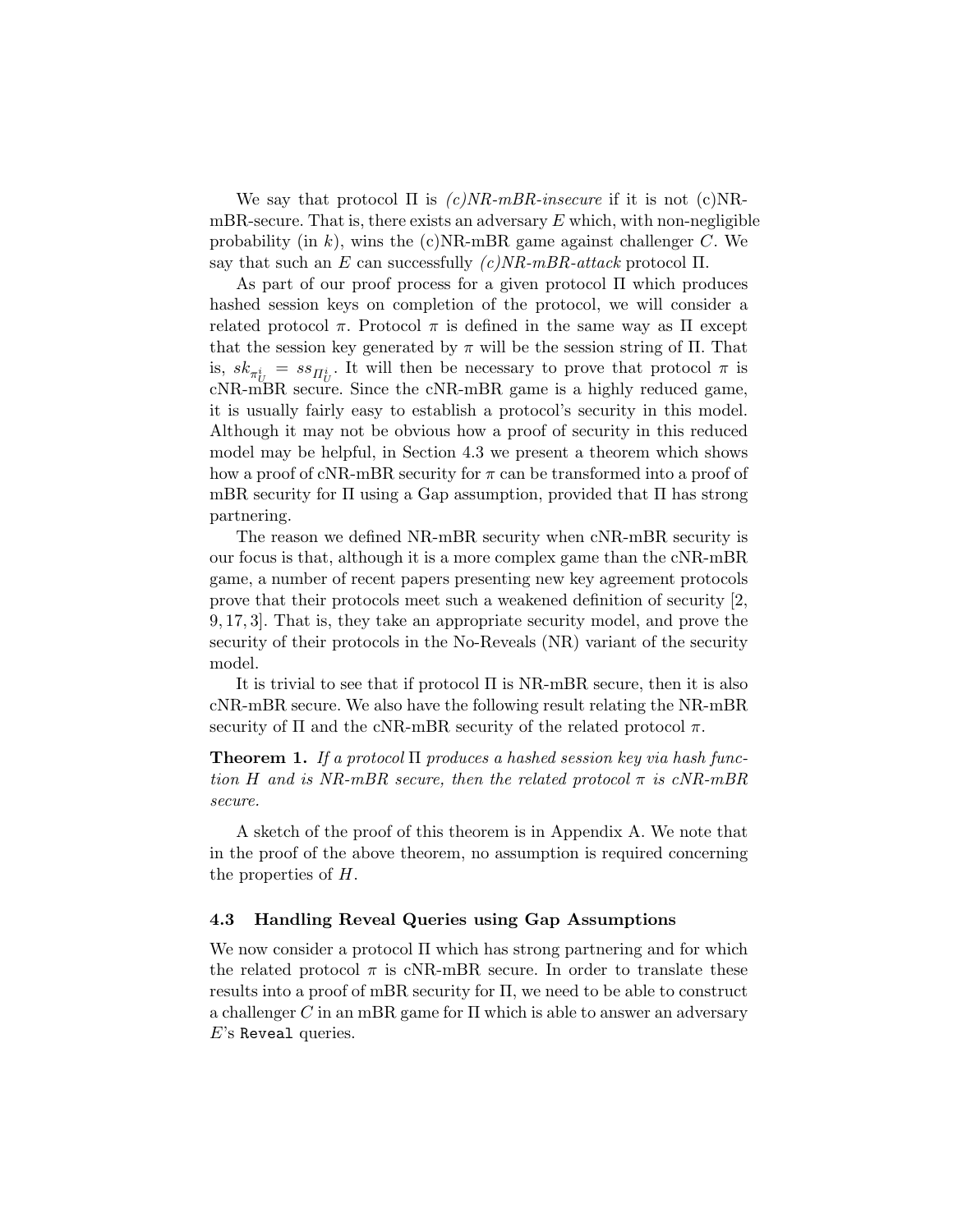We say that protocol $\Pi$ is *(c)NR-mBR-insecure* if it is not (c)NR-mBR-secure. That is, there exists an adversary $E$ which, with non-negligible probability (in $k$), wins the (c)NR-mBR game against challenger $C$. We say that such an $E$ can successfully *(c)NR-mBR-attack* protocol $\Pi$.

As part of our proof process for a given protocol $\Pi$ which produces hashed session keys on completion of the protocol, we will consider a related protocol $\pi$. Protocol $\pi$ is defined in the same way as $\Pi$ except that the session key generated by $\pi$ will be the session string of $\Pi$. That is, $sk_{\pi_U^i} = ss_{\Pi_U^i}$. It will then be necessary to prove that protocol $\pi$ is cNR-mBR secure. Since the cNR-mBR game is a highly reduced game, it is usually fairly easy to establish a protocol's security in this model. Although it may not be obvious how a proof of security in this reduced model may be helpful, in Section 4.3 we present a theorem which shows how a proof of cNR-mBR security for $\pi$ can be transformed into a proof of mBR security for $\Pi$ using a Gap assumption, provided that $\Pi$ has strong partnering.

The reason we defined NR-mBR security when cNR-mBR security is our focus is that, although it is a more complex game than the cNR-mBR game, a number of recent papers presenting new key agreement protocols prove that their protocols meet such a weakened definition of security [2, 9, 17, 3]. That is, they take an appropriate security model, and prove the security of their protocols in the No-Reveals (NR) variant of the security model.

It is trivial to see that if protocol $\Pi$ is NR-mBR secure, then it is also cNR-mBR secure. We also have the following result relating the NR-mBR security of $\Pi$ and the cNR-mBR security of the related protocol $\pi$.

**Theorem 1.** *If a protocol $\Pi$ produces a hashed session key via hash function $H$ and is NR-mBR secure, then the related protocol $\pi$ is cNR-mBR secure.*

A sketch of the proof of this theorem is in Appendix A. We note that in the proof of the above theorem, no assumption is required concerning the properties of $H$.

### 4.3 Handling Reveal Queries using Gap Assumptions

We now consider a protocol $\Pi$ which has strong partnering and for which the related protocol $\pi$ is cNR-mBR secure. In order to translate these results into a proof of mBR security for $\Pi$, we need to be able to construct a challenger $C$ in an mBR game for $\Pi$ which is able to answer an adversary $E$'s `Reveal` queries.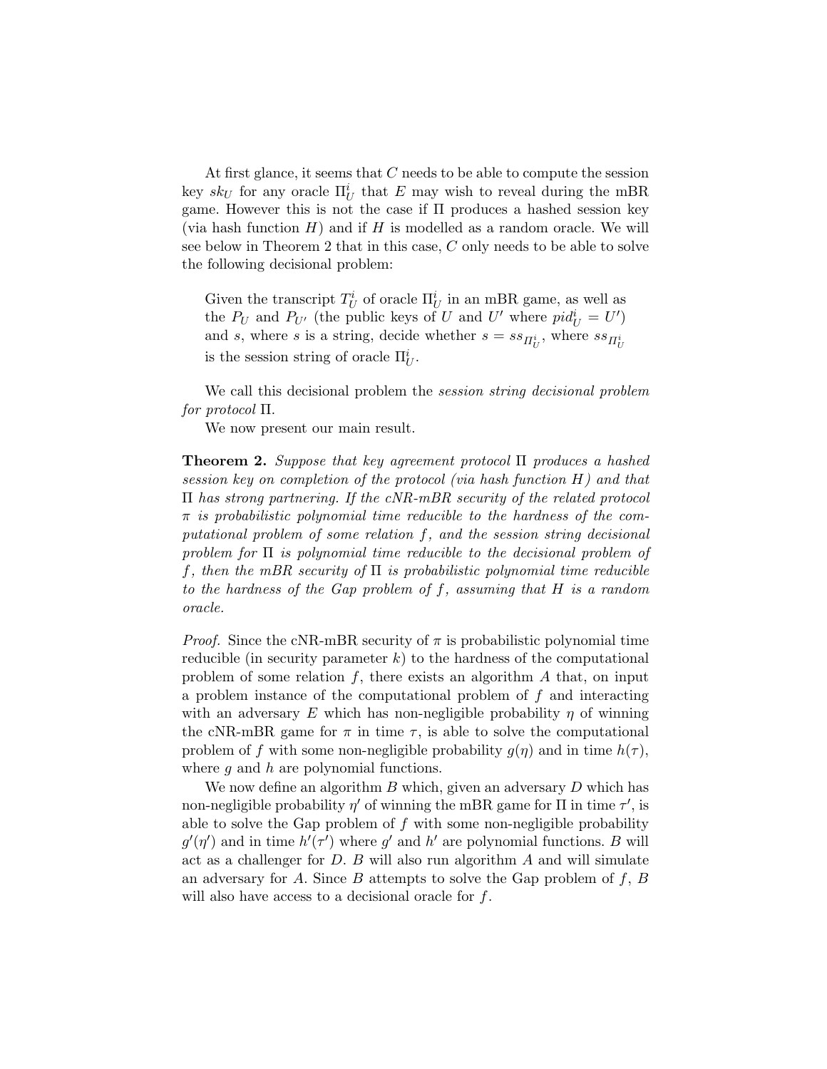At first glance, it seems that $C$ needs to be able to compute the session key $sk_U$ for any oracle $\Pi_U^i$ that $E$ may wish to reveal during the mBR game. However this is not the case if $\Pi$ produces a hashed session key (via hash function $H$) and if $H$ is modelled as a random oracle. We will see below in Theorem 2 that in this case, $C$ only needs to be able to solve the following decisional problem:

> Given the transcript $T_U^i$ of oracle $\Pi_U^i$ in an mBR game, as well as the $P_U$ and $P_{U'}$ (the public keys of $U$ and $U'$ where $pid_U^i = U'$) and $s$, where $s$ is a string, decide whether $s = ss_{\Pi_U^i}$, where $ss_{\Pi_U^i}$ is the session string of oracle $\Pi_U^i$.

We call this decisional problem the *session string decisional problem for protocol* $\Pi$.

We now present our main result.

**Theorem 2.** *Suppose that key agreement protocol $\Pi$ produces a hashed session key on completion of the protocol (via hash function $H$) and that $\Pi$ has strong partnering. If the cNR-mBR security of the related protocol $\pi$ is probabilistic polynomial time reducible to the hardness of the computational problem of some relation $f$, and the session string decisional problem for $\Pi$ is polynomial time reducible to the decisional problem of $f$, then the mBR security of $\Pi$ is probabilistic polynomial time reducible to the hardness of the Gap problem of $f$, assuming that $H$ is a random oracle.*

*Proof.* Since the cNR-mBR security of $\pi$ is probabilistic polynomial time reducible (in security parameter $k$) to the hardness of the computational problem of some relation $f$, there exists an algorithm $A$ that, on input a problem instance of the computational problem of $f$ and interacting with an adversary $E$ which has non-negligible probability $\eta$ of winning the cNR-mBR game for $\pi$ in time $\tau$, is able to solve the computational problem of $f$ with some non-negligible probability $g(\eta)$ and in time $h(\tau)$, where $g$ and $h$ are polynomial functions.

We now define an algorithm $B$ which, given an adversary $D$ which has non-negligible probability $\eta'$ of winning the mBR game for $\Pi$ in time $\tau'$, is able to solve the Gap problem of $f$ with some non-negligible probability $g'(\eta')$ and in time $h'(\tau')$ where $g'$ and $h'$ are polynomial functions. $B$ will act as a challenger for $D$. $B$ will also run algorithm $A$ and will simulate an adversary for $A$. Since $B$ attempts to solve the Gap problem of $f$, $B$ will also have access to a decisional oracle for $f$.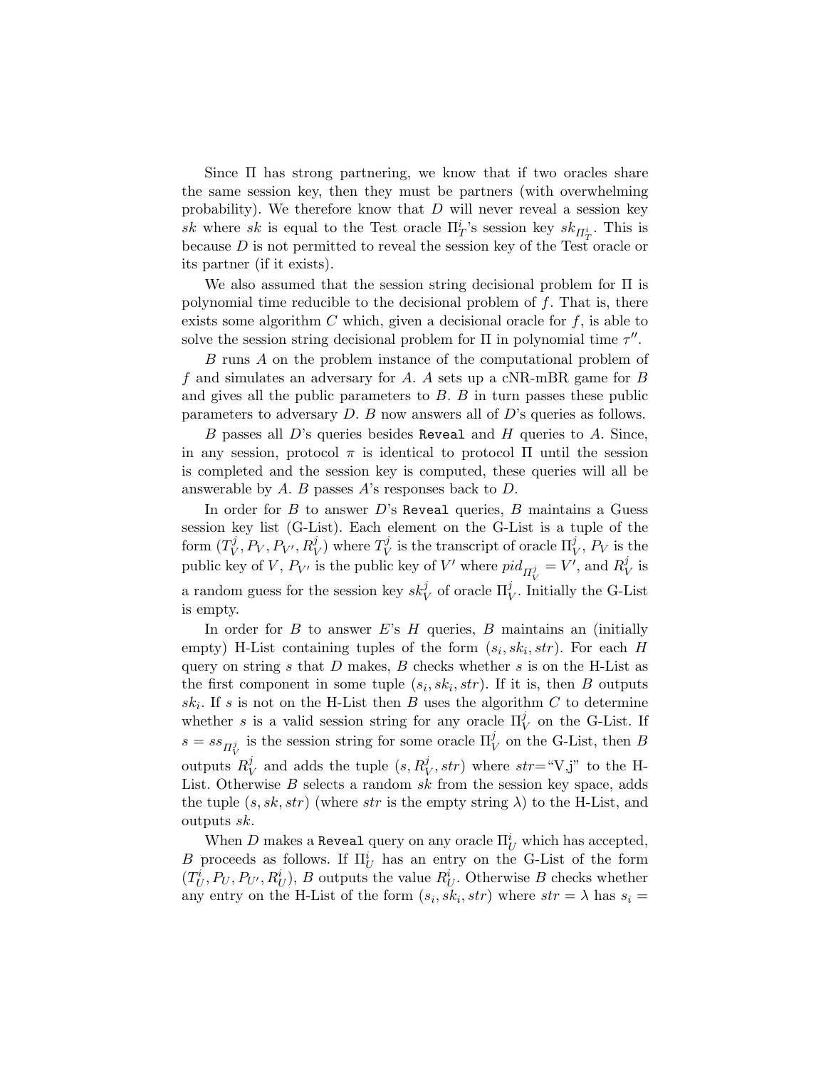Since $\Pi$ has strong partnering, we know that if two oracles share the same session key, then they must be partners (with overwhelming probability). We therefore know that $D$ will never reveal a session key $sk$ where $sk$ is equal to the Test oracle $\Pi_T^i$'s session key $sk_{\Pi_T^i}$. This is because $D$ is not permitted to reveal the session key of the Test oracle or its partner (if it exists).

We also assumed that the session string decisional problem for $\Pi$ is polynomial time reducible to the decisional problem of $f$. That is, there exists some algorithm $C$ which, given a decisional oracle for $f$, is able to solve the session string decisional problem for $\Pi$ in polynomial time $\tau''$.

$B$ runs $A$ on the problem instance of the computational problem of $f$ and simulates an adversary for $A$. $A$ sets up a cNR-mBR game for $B$ and gives all the public parameters to $B$. $B$ in turn passes these public parameters to adversary $D$. $B$ now answers all of $D$'s queries as follows.

$B$ passes all $D$'s queries besides `Reveal` and $H$ queries to $A$. Since, in any session, protocol $\pi$ is identical to protocol $\Pi$ until the session is completed and the session key is computed, these queries will all be answerable by $A$. $B$ passes $A$'s responses back to $D$.

In order for $B$ to answer $D$'s `Reveal` queries, $B$ maintains a Guess session key list (G-List). Each element on the G-List is a tuple of the form $(T_V^j, P_V, P_{V'}, R_V^j)$ where $T_V^j$ is the transcript of oracle $\Pi_V^j$, $P_V$ is the public key of $V$, $P_{V'}$ is the public key of $V'$ where $pid_{\Pi_V^j} = V'$, and $R_V^j$ is a random guess for the session key $sk_V^j$ of oracle $\Pi_V^j$. Initially the G-List is empty.

In order for $B$ to answer $E$'s $H$ queries, $B$ maintains an (initially empty) H-List containing tuples of the form $(s_i, sk_i, str)$. For each $H$ query on string $s$ that $D$ makes, $B$ checks whether $s$ is on the H-List as the first component in some tuple $(s_i, sk_i, str)$. If it is, then $B$ outputs $sk_i$. If $s$ is not on the H-List then $B$ uses the algorithm $C$ to determine whether $s$ is a valid session string for any oracle $\Pi_V^j$ on the G-List. If $s = ss_{\Pi_V^j}$ is the session string for some oracle $\Pi_V^j$ on the G-List, then $B$ outputs $R_V^j$ and adds the tuple $(s, R_V^j, str)$ where $str$="V,j" to the H-List. Otherwise $B$ selects a random $sk$ from the session key space, adds the tuple $(s, sk, str)$ (where $str$ is the empty string $\lambda$) to the H-List, and outputs $sk$.

When $D$ makes a `Reveal` query on any oracle $\Pi_U^i$ which has accepted, $B$ proceeds as follows. If $\Pi_U^i$ has an entry on the G-List of the form $(T_U^i, P_U, P_{U'}, R_U^i)$, $B$ outputs the value $R_U^i$. Otherwise $B$ checks whether any entry on the H-List of the form $(s_i, sk_i, str)$ where $str = \lambda$ has $s_i =$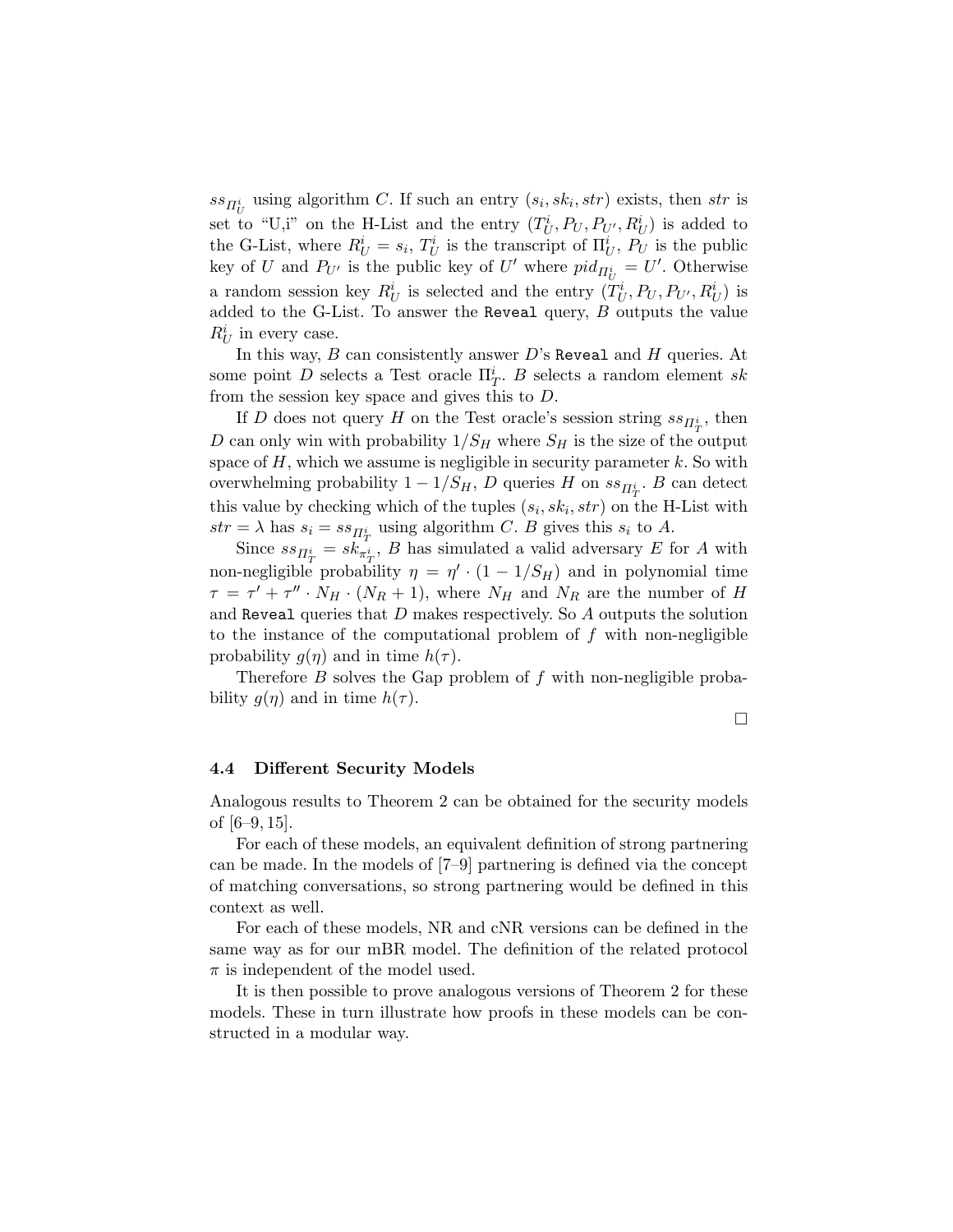$ss_{\Pi^i_U}$ using algorithm $C$. If such an entry $(s_i, sk_i, str)$ exists, then $str$ is set to "U,i" on the H-List and the entry $(T^i_U, P_U, P_{U'}, R^i_U)$ is added to the G-List, where $R^i_U = s_i$, $T^i_U$ is the transcript of $\Pi^i_U$, $P_U$ is the public key of $U$ and $P_{U'}$ is the public key of $U'$ where $pid_{\Pi^i_U} = U'$. Otherwise a random session key $R^i_U$ is selected and the entry $(T^i_U, P_U, P_{U'}, R^i_U)$ is added to the G-List. To answer the `Reveal` query, $B$ outputs the value $R^i_U$ in every case.

In this way, $B$ can consistently answer $D$'s `Reveal` and $H$ queries. At some point $D$ selects a Test oracle $\Pi^i_T$. $B$ selects a random element $sk$ from the session key space and gives this to $D$.

If $D$ does not query $H$ on the Test oracle's session string $ss_{\Pi^i_T}$, then $D$ can only win with probability $1/S_H$ where $S_H$ is the size of the output space of $H$, which we assume is negligible in security parameter $k$. So with overwhelming probability $1 - 1/S_H$, $D$ queries $H$ on $ss_{\Pi^i_T}$. $B$ can detect this value by checking which of the tuples $(s_i, sk_i, str)$ on the H-List with $str = \lambda$ has $s_i = ss_{\Pi^i_T}$ using algorithm $C$. $B$ gives this $s_i$ to $A$.

Since $ss_{\Pi^i_T} = sk_{\pi^i_T}$, $B$ has simulated a valid adversary $E$ for $A$ with non-negligible probability $\eta = \eta' \cdot (1 - 1/S_H)$ and in polynomial time $\tau = \tau' + \tau'' \cdot N_H \cdot (N_R + 1)$, where $N_H$ and $N_R$ are the number of $H$ and `Reveal` queries that $D$ makes respectively. So $A$ outputs the solution to the instance of the computational problem of $f$ with non-negligible probability $g(\eta)$ and in time $h(\tau)$.

Therefore $B$ solves the Gap problem of $f$ with non-negligible probability $g(\eta)$ and in time $h(\tau)$.

□

### 4.4 Different Security Models

Analogous results to Theorem 2 can be obtained for the security models of [6–9, 15].

For each of these models, an equivalent definition of strong partnering can be made. In the models of [7–9] partnering is defined via the concept of matching conversations, so strong partnering would be defined in this context as well.

For each of these models, NR and cNR versions can be defined in the same way as for our mBR model. The definition of the related protocol $\pi$ is independent of the model used.

It is then possible to prove analogous versions of Theorem 2 for these models. These in turn illustrate how proofs in these models can be constructed in a modular way.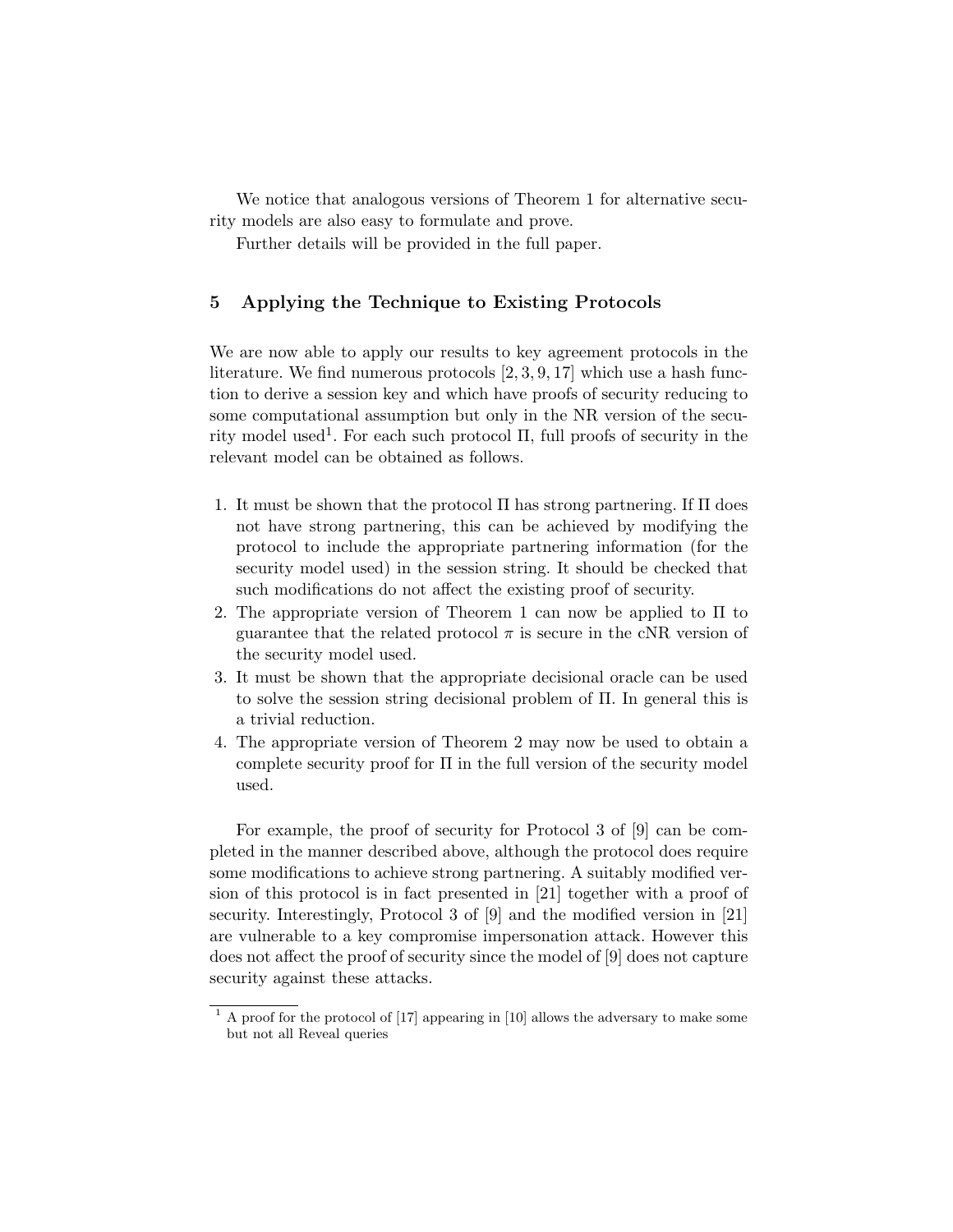We notice that analogous versions of Theorem 1 for alternative security models are also easy to formulate and prove.

Further details will be provided in the full paper.

## 5 Applying the Technique to Existing Protocols

We are now able to apply our results to key agreement protocols in the literature. We find numerous protocols [2, 3, 9, 17] which use a hash function to derive a session key and which have proofs of security reducing to some computational assumption but only in the NR version of the security model used[1]. For each such protocol $\Pi$, full proofs of security in the relevant model can be obtained as follows.

1. It must be shown that the protocol $\Pi$ has strong partnering. If $\Pi$ does not have strong partnering, this can be achieved by modifying the protocol to include the appropriate partnering information (for the security model used) in the session string. It should be checked that such modifications do not affect the existing proof of security.
2. The appropriate version of Theorem 1 can now be applied to $\Pi$ to guarantee that the related protocol $\pi$ is secure in the cNR version of the security model used.
3. It must be shown that the appropriate decisional oracle can be used to solve the session string decisional problem of $\Pi$. In general this is a trivial reduction.
4. The appropriate version of Theorem 2 may now be used to obtain a complete security proof for $\Pi$ in the full version of the security model used.

For example, the proof of security for Protocol 3 of [9] can be completed in the manner described above, although the protocol does require some modifications to achieve strong partnering. A suitably modified version of this protocol is in fact presented in [21] together with a proof of security. Interestingly, Protocol 3 of [9] and the modified version in [21] are vulnerable to a key compromise impersonation attack. However this does not affect the proof of security since the model of [9] does not capture security against these attacks.

[1] A proof for the protocol of [17] appearing in [10] allows the adversary to make some but not all Reveal queries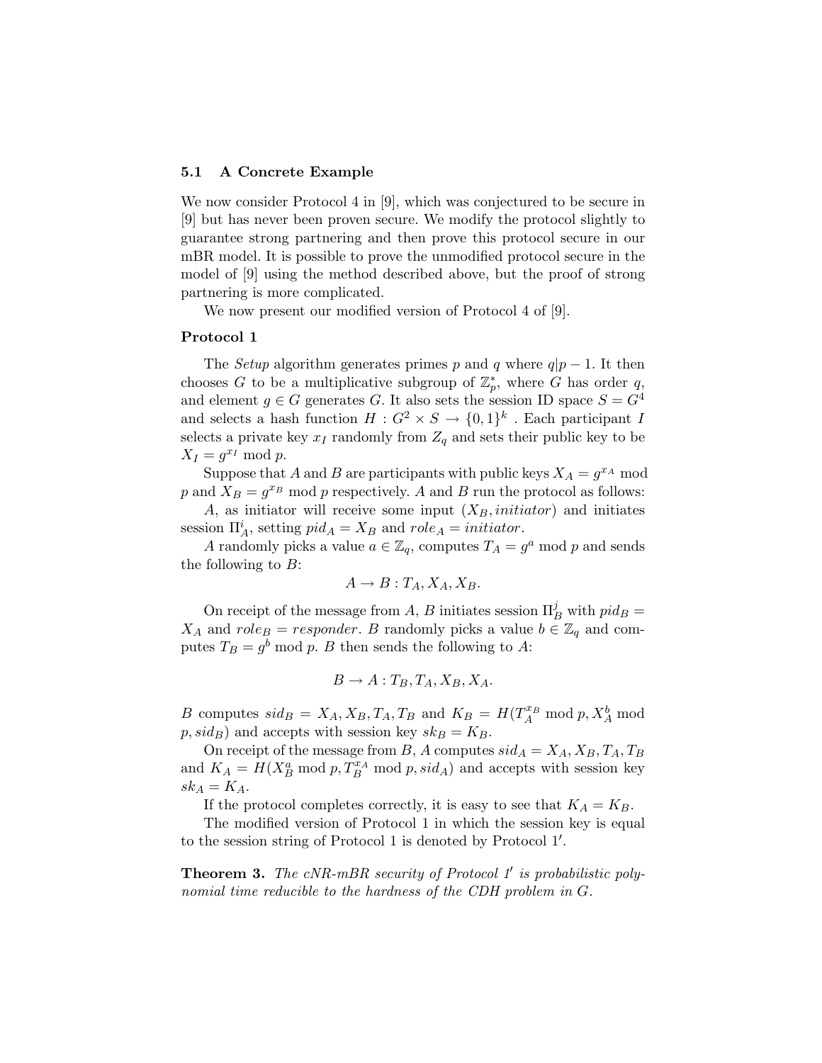### 5.1 A Concrete Example

We now consider Protocol 4 in [9], which was conjectured to be secure in [9] but has never been proven secure. We modify the protocol slightly to guarantee strong partnering and then prove this protocol secure in our mBR model. It is possible to prove the unmodified protocol secure in the model of [9] using the method described above, but the proof of strong partnering is more complicated.

We now present our modified version of Protocol 4 of [9].

**Protocol 1**

The *Setup* algorithm generates primes $p$ and $q$ where $q|p-1$. It then chooses $G$ to be a multiplicative subgroup of $\mathbb{Z}_p^*$, where $G$ has order $q$, and element $g \in G$ generates $G$. It also sets the session ID space $S = G^4$ and selects a hash function $H : G^2 \times S \rightarrow \{0,1\}^k$ . Each participant $I$ selects a private key $x_I$ randomly from $Z_q$ and sets their public key to be $X_I = g^{x_I} \bmod p$.

Suppose that $A$ and $B$ are participants with public keys $X_A = g^{x_A} \bmod p$ and $X_B = g^{x_B} \bmod p$ respectively. $A$ and $B$ run the protocol as follows:

$A$, as initiator will receive some input $(X_B, initiator)$ and initiates session $\Pi_A^i$, setting $pid_A = X_B$ and $role_A = initiator$.

$A$ randomly picks a value $a \in \mathbb{Z}_q$, computes $T_A = g^a \bmod p$ and sends the following to $B$:

$$A \rightarrow B : T_A, X_A, X_B.$$

On receipt of the message from $A$, $B$ initiates session $\Pi_B^j$ with $pid_B = X_A$ and $role_B = responder$. $B$ randomly picks a value $b \in \mathbb{Z}_q$ and computes $T_B = g^b \bmod p$. $B$ then sends the following to $A$:

$$B \rightarrow A : T_B, T_A, X_B, X_A.$$

$B$ computes $sid_B = X_A, X_B, T_A, T_B$ and $K_B = H(T_A^{x_B} \bmod p, X_A^b \bmod p, sid_B)$ and accepts with session key $sk_B = K_B$.

On receipt of the message from $B$, $A$ computes $sid_A = X_A, X_B, T_A, T_B$ and $K_A = H(X_B^a \bmod p, T_B^{x_A} \bmod p, sid_A)$ and accepts with session key $sk_A = K_A$.

If the protocol completes correctly, it is easy to see that $K_A = K_B$.

The modified version of Protocol 1 in which the session key is equal to the session string of Protocol 1 is denoted by Protocol 1′.

**Theorem 3.** *The cNR-mBR security of Protocol 1′ is probabilistic polynomial time reducible to the hardness of the CDH problem in $G$.*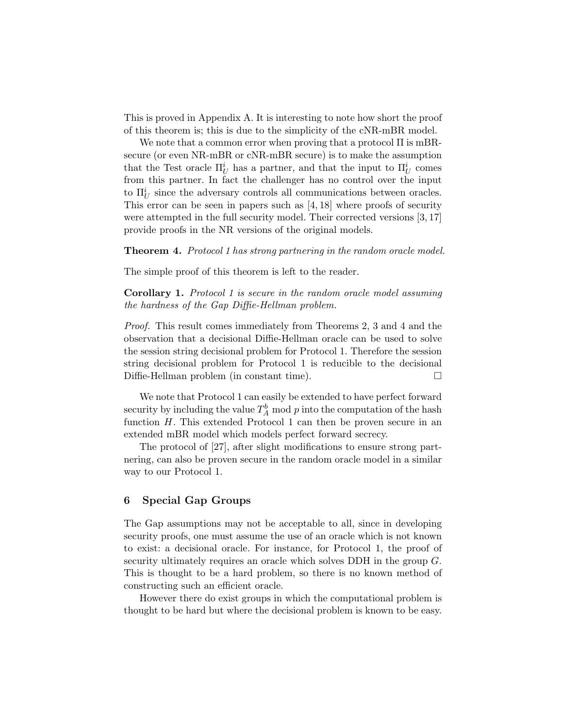This is proved in Appendix A. It is interesting to note how short the proof of this theorem is; this is due to the simplicity of the cNR-mBR model.

We note that a common error when proving that a protocol $\Pi$ is mBR-secure (or even NR-mBR or cNR-mBR secure) is to make the assumption that the Test oracle $\Pi_U^i$ has a partner, and that the input to $\Pi_U^i$ comes from this partner. In fact the challenger has no control over the input to $\Pi_U^i$ since the adversary controls all communications between oracles. This error can be seen in papers such as [4, 18] where proofs of security were attempted in the full security model. Their corrected versions [3, 17] provide proofs in the NR versions of the original models.

**Theorem 4.** *Protocol 1 has strong partnering in the random oracle model.*

The simple proof of this theorem is left to the reader.

**Corollary 1.** *Protocol 1 is secure in the random oracle model assuming the hardness of the Gap Diffie-Hellman problem.*

*Proof.* This result comes immediately from Theorems 2, 3 and 4 and the observation that a decisional Diffie-Hellman oracle can be used to solve the session string decisional problem for Protocol 1. Therefore the session string decisional problem for Protocol 1 is reducible to the decisional Diffie-Hellman problem (in constant time). □

We note that Protocol 1 can easily be extended to have perfect forward security by including the value $T_A^b \bmod p$ into the computation of the hash function $H$. This extended Protocol 1 can then be proven secure in an extended mBR model which models perfect forward secrecy.

The protocol of [27], after slight modifications to ensure strong partnering, can also be proven secure in the random oracle model in a similar way to our Protocol 1.

## 6 Special Gap Groups

The Gap assumptions may not be acceptable to all, since in developing security proofs, one must assume the use of an oracle which is not known to exist: a decisional oracle. For instance, for Protocol 1, the proof of security ultimately requires an oracle which solves DDH in the group $G$. This is thought to be a hard problem, so there is no known method of constructing such an efficient oracle.

However there do exist groups in which the computational problem is thought to be hard but where the decisional problem is known to be easy.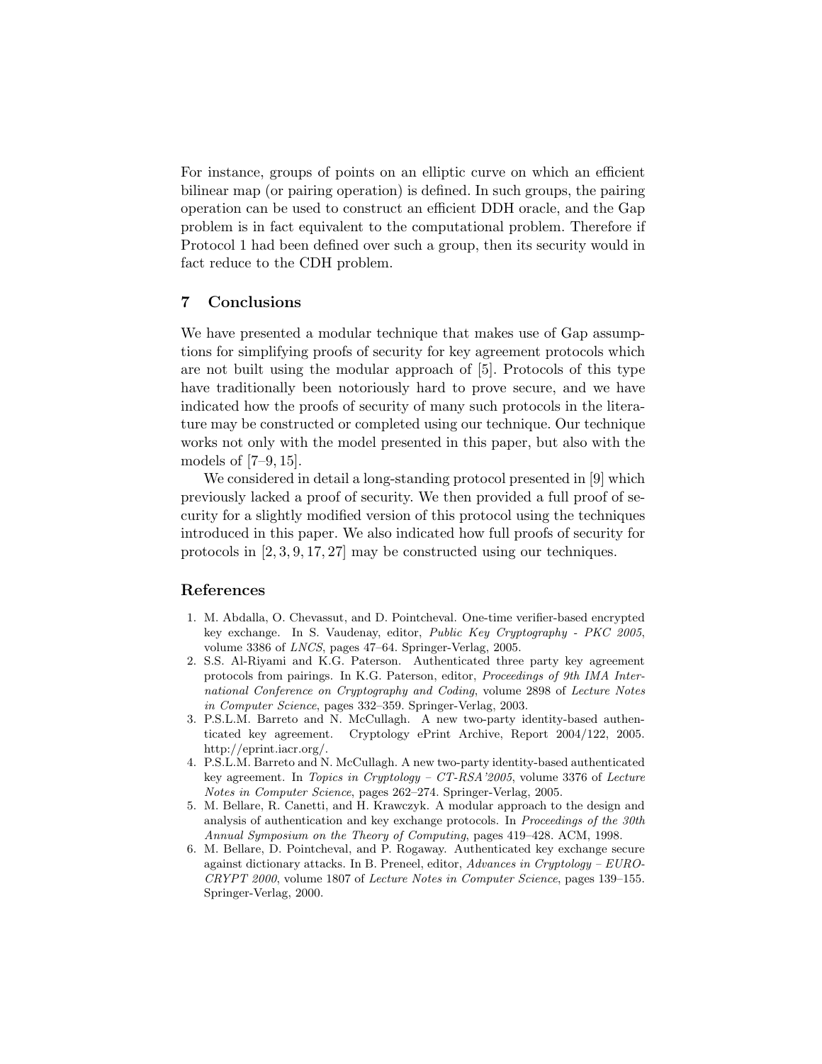For instance, groups of points on an elliptic curve on which an efficient bilinear map (or pairing operation) is defined. In such groups, the pairing operation can be used to construct an efficient DDH oracle, and the Gap problem is in fact equivalent to the computational problem. Therefore if Protocol 1 had been defined over such a group, then its security would in fact reduce to the CDH problem.

## 7 Conclusions

We have presented a modular technique that makes use of Gap assumptions for simplifying proofs of security for key agreement protocols which are not built using the modular approach of [5]. Protocols of this type have traditionally been notoriously hard to prove secure, and we have indicated how the proofs of security of many such protocols in the literature may be constructed or completed using our technique. Our technique works not only with the model presented in this paper, but also with the models of [7–9, 15].

We considered in detail a long-standing protocol presented in [9] which previously lacked a proof of security. We then provided a full proof of security for a slightly modified version of this protocol using the techniques introduced in this paper. We also indicated how full proofs of security for protocols in [2, 3, 9, 17, 27] may be constructed using our techniques.

## References

1. M. Abdalla, O. Chevassut, and D. Pointcheval. One-time verifier-based encrypted key exchange. In S. Vaudenay, editor, *Public Key Cryptography - PKC 2005*, volume 3386 of *LNCS*, pages 47–64. Springer-Verlag, 2005.
2. S.S. Al-Riyami and K.G. Paterson. Authenticated three party key agreement protocols from pairings. In K.G. Paterson, editor, *Proceedings of 9th IMA International Conference on Cryptography and Coding*, volume 2898 of *Lecture Notes in Computer Science*, pages 332–359. Springer-Verlag, 2003.
3. P.S.L.M. Barreto and N. McCullagh. A new two-party identity-based authenticated key agreement. Cryptology ePrint Archive, Report 2004/122, 2005. http://eprint.iacr.org/.
4. P.S.L.M. Barreto and N. McCullagh. A new two-party identity-based authenticated key agreement. In *Topics in Cryptology – CT-RSA'2005*, volume 3376 of *Lecture Notes in Computer Science*, pages 262–274. Springer-Verlag, 2005.
5. M. Bellare, R. Canetti, and H. Krawczyk. A modular approach to the design and analysis of authentication and key exchange protocols. In *Proceedings of the 30th Annual Symposium on the Theory of Computing*, pages 419–428. ACM, 1998.
6. M. Bellare, D. Pointcheval, and P. Rogaway. Authenticated key exchange secure against dictionary attacks. In B. Preneel, editor, *Advances in Cryptology – EUROCRYPT 2000*, volume 1807 of *Lecture Notes in Computer Science*, pages 139–155. Springer-Verlag, 2000.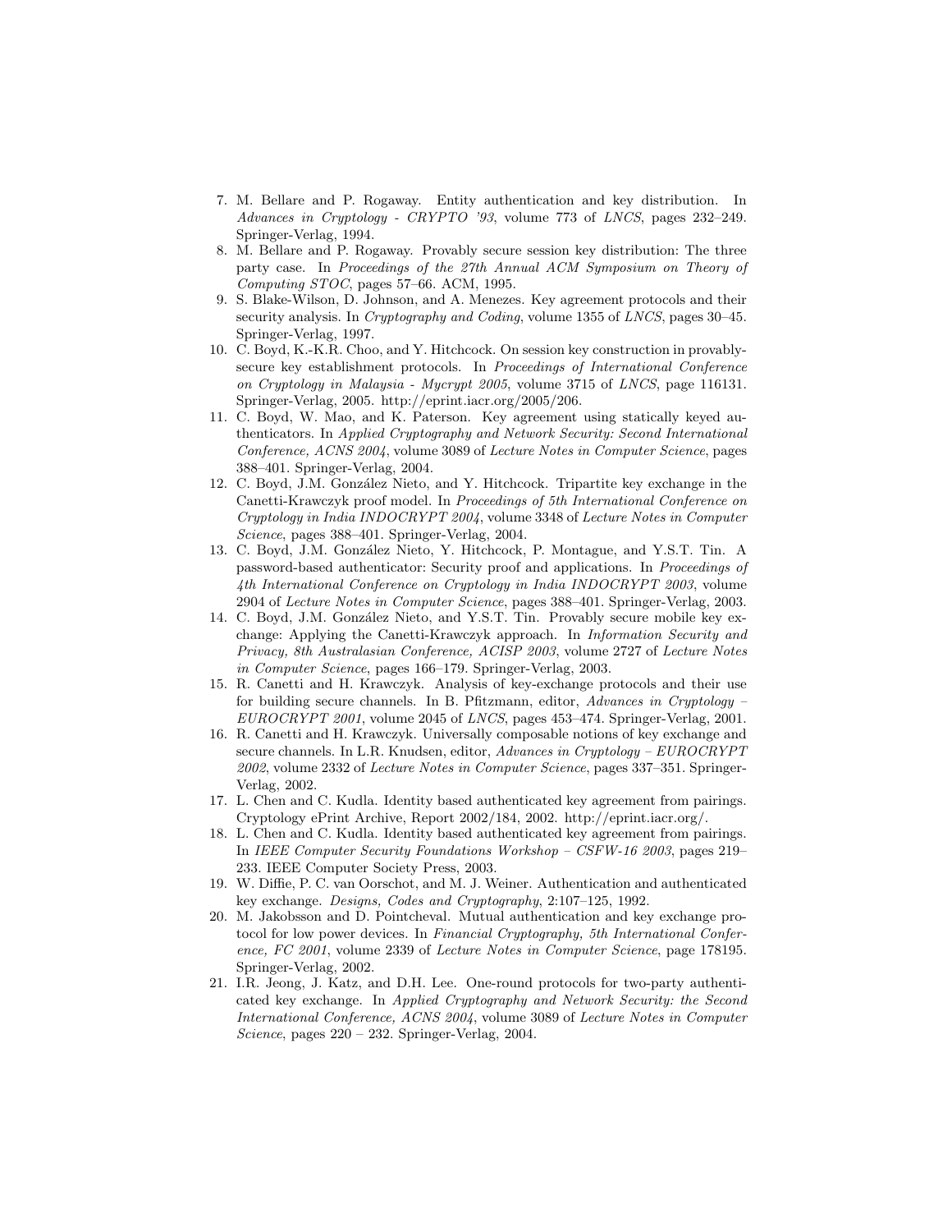7. M. Bellare and P. Rogaway. Entity authentication and key distribution. In *Advances in Cryptology - CRYPTO '93*, volume 773 of *LNCS*, pages 232–249. Springer-Verlag, 1994.
8. M. Bellare and P. Rogaway. Provably secure session key distribution: The three party case. In *Proceedings of the 27th Annual ACM Symposium on Theory of Computing STOC*, pages 57–66. ACM, 1995.
9. S. Blake-Wilson, D. Johnson, and A. Menezes. Key agreement protocols and their security analysis. In *Cryptography and Coding*, volume 1355 of *LNCS*, pages 30–45. Springer-Verlag, 1997.
10. C. Boyd, K.-K.R. Choo, and Y. Hitchcock. On session key construction in provably-secure key establishment protocols. In *Proceedings of International Conference on Cryptology in Malaysia - Mycrypt 2005*, volume 3715 of *LNCS*, page 116131. Springer-Verlag, 2005. http://eprint.iacr.org/2005/206.
11. C. Boyd, W. Mao, and K. Paterson. Key agreement using statically keyed authenticators. In *Applied Cryptography and Network Security: Second International Conference, ACNS 2004*, volume 3089 of *Lecture Notes in Computer Science*, pages 388–401. Springer-Verlag, 2004.
12. C. Boyd, J.M. González Nieto, and Y. Hitchcock. Tripartite key exchange in the Canetti-Krawczyk proof model. In *Proceedings of 5th International Conference on Cryptology in India INDOCRYPT 2004*, volume 3348 of *Lecture Notes in Computer Science*, pages 388–401. Springer-Verlag, 2004.
13. C. Boyd, J.M. González Nieto, Y. Hitchcock, P. Montague, and Y.S.T. Tin. A password-based authenticator: Security proof and applications. In *Proceedings of 4th International Conference on Cryptology in India INDOCRYPT 2003*, volume 2904 of *Lecture Notes in Computer Science*, pages 388–401. Springer-Verlag, 2003.
14. C. Boyd, J.M. González Nieto, and Y.S.T. Tin. Provably secure mobile key exchange: Applying the Canetti-Krawczyk approach. In *Information Security and Privacy, 8th Australasian Conference, ACISP 2003*, volume 2727 of *Lecture Notes in Computer Science*, pages 166–179. Springer-Verlag, 2003.
15. R. Canetti and H. Krawczyk. Analysis of key-exchange protocols and their use for building secure channels. In B. Pfitzmann, editor, *Advances in Cryptology – EUROCRYPT 2001*, volume 2045 of *LNCS*, pages 453–474. Springer-Verlag, 2001.
16. R. Canetti and H. Krawczyk. Universally composable notions of key exchange and secure channels. In L.R. Knudsen, editor, *Advances in Cryptology – EUROCRYPT 2002*, volume 2332 of *Lecture Notes in Computer Science*, pages 337–351. Springer-Verlag, 2002.
17. L. Chen and C. Kudla. Identity based authenticated key agreement from pairings. Cryptology ePrint Archive, Report 2002/184, 2002. http://eprint.iacr.org/.
18. L. Chen and C. Kudla. Identity based authenticated key agreement from pairings. In *IEEE Computer Security Foundations Workshop – CSFW-16 2003*, pages 219–233. IEEE Computer Society Press, 2003.
19. W. Diffie, P. C. van Oorschot, and M. J. Weiner. Authentication and authenticated key exchange. *Designs, Codes and Cryptography*, 2:107–125, 1992.
20. M. Jakobsson and D. Pointcheval. Mutual authentication and key exchange protocol for low power devices. In *Financial Cryptography, 5th International Conference, FC 2001*, volume 2339 of *Lecture Notes in Computer Science*, page 178195. Springer-Verlag, 2002.
21. I.R. Jeong, J. Katz, and D.H. Lee. One-round protocols for two-party authenticated key exchange. In *Applied Cryptography and Network Security: the Second International Conference, ACNS 2004*, volume 3089 of *Lecture Notes in Computer Science*, pages 220 – 232. Springer-Verlag, 2004.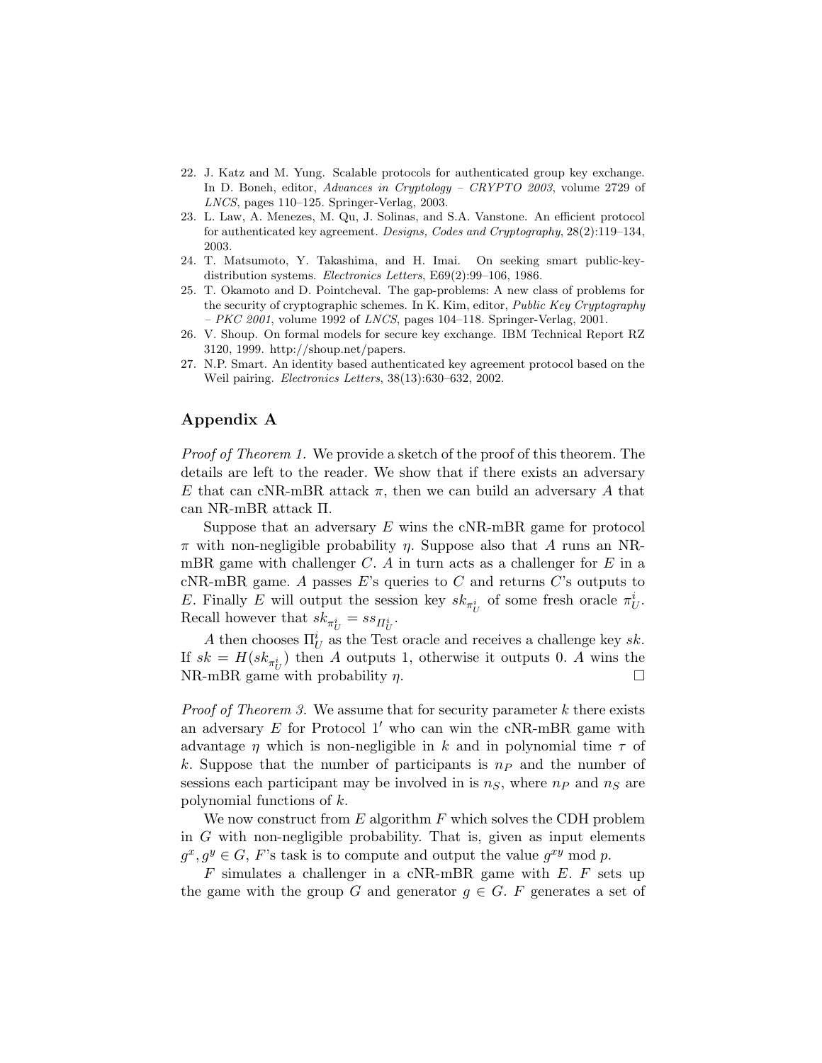22. J. Katz and M. Yung. Scalable protocols for authenticated group key exchange. In D. Boneh, editor, *Advances in Cryptology – CRYPTO 2003*, volume 2729 of *LNCS*, pages 110–125. Springer-Verlag, 2003.
23. L. Law, A. Menezes, M. Qu, J. Solinas, and S.A. Vanstone. An efficient protocol for authenticated key agreement. *Designs, Codes and Cryptography*, 28(2):119–134, 2003.
24. T. Matsumoto, Y. Takashima, and H. Imai. On seeking smart public-key-distribution systems. *Electronics Letters*, E69(2):99–106, 1986.
25. T. Okamoto and D. Pointcheval. The gap-problems: A new class of problems for the security of cryptographic schemes. In K. Kim, editor, *Public Key Cryptography – PKC 2001*, volume 1992 of *LNCS*, pages 104–118. Springer-Verlag, 2001.
26. V. Shoup. On formal models for secure key exchange. IBM Technical Report RZ 3120, 1999. http://shoup.net/papers.
27. N.P. Smart. An identity based authenticated key agreement protocol based on the Weil pairing. *Electronics Letters*, 38(13):630–632, 2002.

## Appendix A

*Proof of Theorem 1.* We provide a sketch of the proof of this theorem. The details are left to the reader. We show that if there exists an adversary $E$ that can cNR-mBR attack $\pi$, then we can build an adversary $A$ that can NR-mBR attack $\Pi$.

Suppose that an adversary $E$ wins the cNR-mBR game for protocol $\pi$ with non-negligible probability $\eta$. Suppose also that $A$ runs an NR-mBR game with challenger $C$. $A$ in turn acts as a challenger for $E$ in a cNR-mBR game. $A$ passes $E$'s queries to $C$ and returns $C$'s outputs to $E$. Finally $E$ will output the session key $sk_{\pi^i_U}$ of some fresh oracle $\pi^i_U$. Recall however that $sk_{\pi^i_U} = ss_{\Pi^i_U}$.

$A$ then chooses $\Pi^i_U$ as the Test oracle and receives a challenge key $sk$. If $sk = H(sk_{\pi^i_U})$ then $A$ outputs 1, otherwise it outputs 0. $A$ wins the NR-mBR game with probability $\eta$. □

*Proof of Theorem 3.* We assume that for security parameter $k$ there exists an adversary $E$ for Protocol $1'$ who can win the cNR-mBR game with advantage $\eta$ which is non-negligible in $k$ and in polynomial time $\tau$ of $k$. Suppose that the number of participants is $n_P$ and the number of sessions each participant may be involved in is $n_S$, where $n_P$ and $n_S$ are polynomial functions of $k$.

We now construct from $E$ algorithm $F$ which solves the CDH problem in $G$ with non-negligible probability. That is, given as input elements $g^x, g^y \in G$, $F$'s task is to compute and output the value $g^{xy} \bmod p$.

$F$ simulates a challenger in a cNR-mBR game with $E$. $F$ sets up the game with the group $G$ and generator $g \in G$. $F$ generates a set of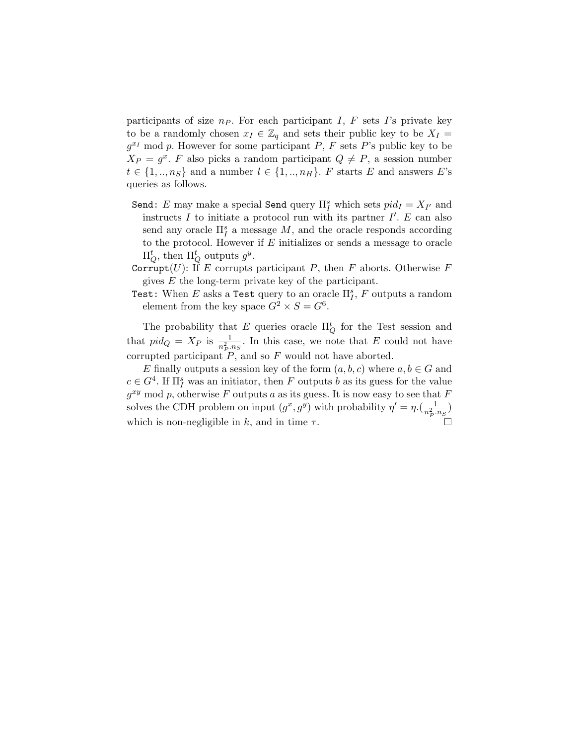participants of size $n_P$. For each participant $I$, $F$ sets $I$'s private key to be a randomly chosen $x_I \in \mathbb{Z}_q$ and sets their public key to be $X_I = g^{x_I} \bmod p$. However for some participant $P$, $F$ sets $P$'s public key to be $X_P = g^x$. $F$ also picks a random participant $Q \neq P$, a session number $t \in \{1, .., n_S\}$ and a number $l \in \{1, .., n_H\}$. $F$ starts $E$ and answers $E$'s queries as follows.

- `Send`: $E$ may make a special `Send` query $\Pi_I^s$ which sets $pid_I = X_{I'}$ and instructs $I$ to initiate a protocol run with its partner $I'$. $E$ can also send any oracle $\Pi_I^s$ a message $M$, and the oracle responds according to the protocol. However if $E$ initializes or sends a message to oracle $\Pi_Q^t$, then $\Pi_Q^t$ outputs $g^y$.
- `Corrupt`$(U)$: If $E$ corrupts participant $P$, then $F$ aborts. Otherwise $F$ gives $E$ the long-term private key of the participant.
- `Test`: When $E$ asks a `Test` query to an oracle $\Pi_I^s$, $F$ outputs a random element from the key space $G^2 \times S = G^6$.

The probability that $E$ queries oracle $\Pi_Q^t$ for the Test session and that $pid_Q = X_P$ is $\frac{1}{n_P^2 . n_S}$. In this case, we note that $E$ could not have corrupted participant $P$, and so $F$ would not have aborted.

$E$ finally outputs a session key of the form $(a, b, c)$ where $a, b \in G$ and $c \in G^4$. If $\Pi_I^s$ was an initiator, then $F$ outputs $b$ as its guess for the value $g^{xy} \bmod p$, otherwise $F$ outputs $a$ as its guess. It is now easy to see that $F$ solves the CDH problem on input $(g^x, g^y)$ with probability $\eta' = \eta . (\frac{1}{n_P^2 . n_S})$ which is non-negligible in $k$, and in time $\tau$. $\square$